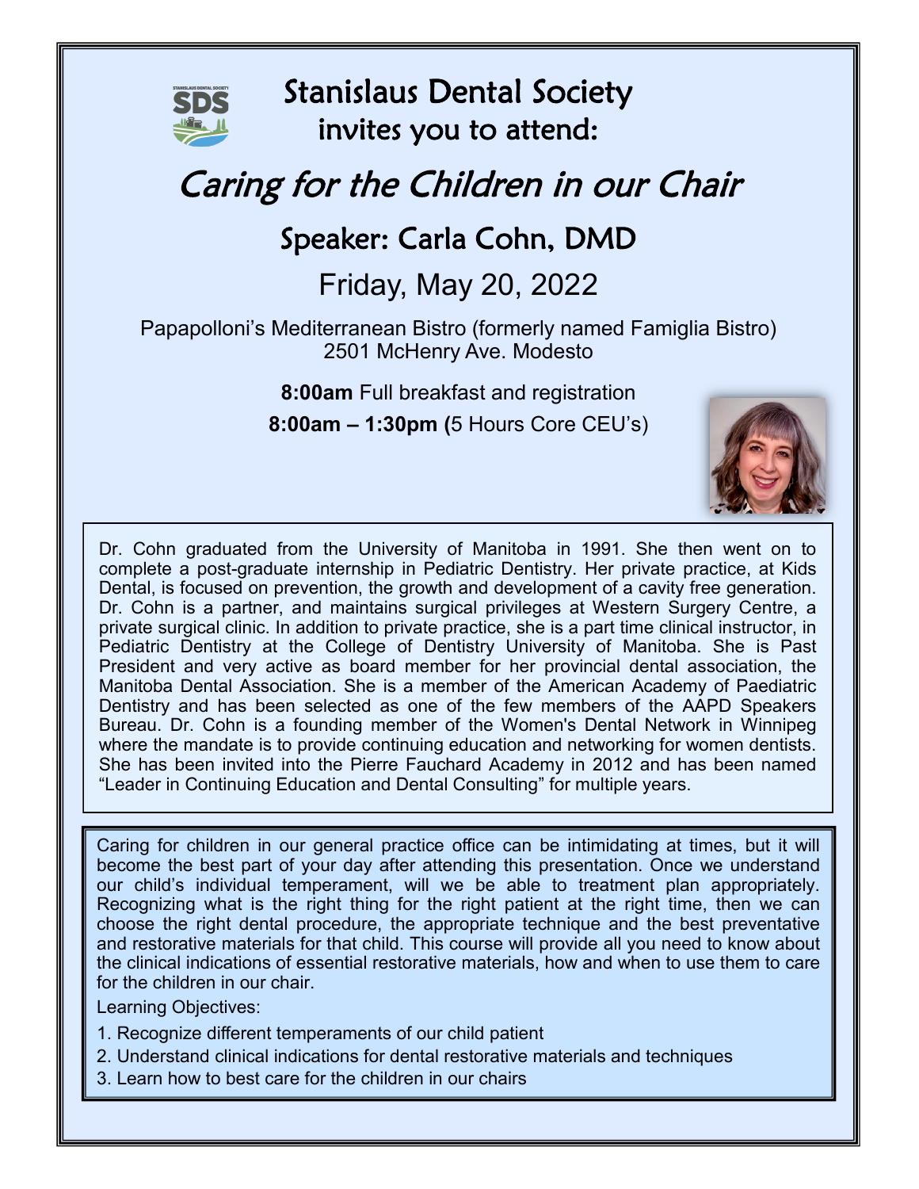# Stanislaus Dental Society

invites you to attend:

## *Caring for the Children in our Chair*

### Speaker: Carla Cohn, DMD

### Friday, May 20, 2022

Papapolloni's Mediterranean Bistro (formerly named Famiglia Bistro)
2501 McHenry Ave. Modesto

**8:00am** Full breakfast and registration

**8:00am – 1:30pm (**5 Hours Core CEU's)

Dr. Cohn graduated from the University of Manitoba in 1991. She then went on to complete a post-graduate internship in Pediatric Dentistry. Her private practice, at Kids Dental, is focused on prevention, the growth and development of a cavity free generation. Dr. Cohn is a partner, and maintains surgical privileges at Western Surgery Centre, a private surgical clinic. In addition to private practice, she is a part time clinical instructor, in Pediatric Dentistry at the College of Dentistry University of Manitoba. She is Past President and very active as board member for her provincial dental association, the Manitoba Dental Association. She is a member of the American Academy of Paediatric Dentistry and has been selected as one of the few members of the AAPD Speakers Bureau. Dr. Cohn is a founding member of the Women's Dental Network in Winnipeg where the mandate is to provide continuing education and networking for women dentists. She has been invited into the Pierre Fauchard Academy in 2012 and has been named "Leader in Continuing Education and Dental Consulting" for multiple years.

Caring for children in our general practice office can be intimidating at times, but it will become the best part of your day after attending this presentation. Once we understand our child's individual temperament, will we be able to treatment plan appropriately. Recognizing what is the right thing for the right patient at the right time, then we can choose the right dental procedure, the appropriate technique and the best preventative and restorative materials for that child. This course will provide all you need to know about the clinical indications of essential restorative materials, how and when to use them to care for the children in our chair.

Learning Objectives:

1. Recognize different temperaments of our child patient
2. Understand clinical indications for dental restorative materials and techniques
3. Learn how to best care for the children in our chairs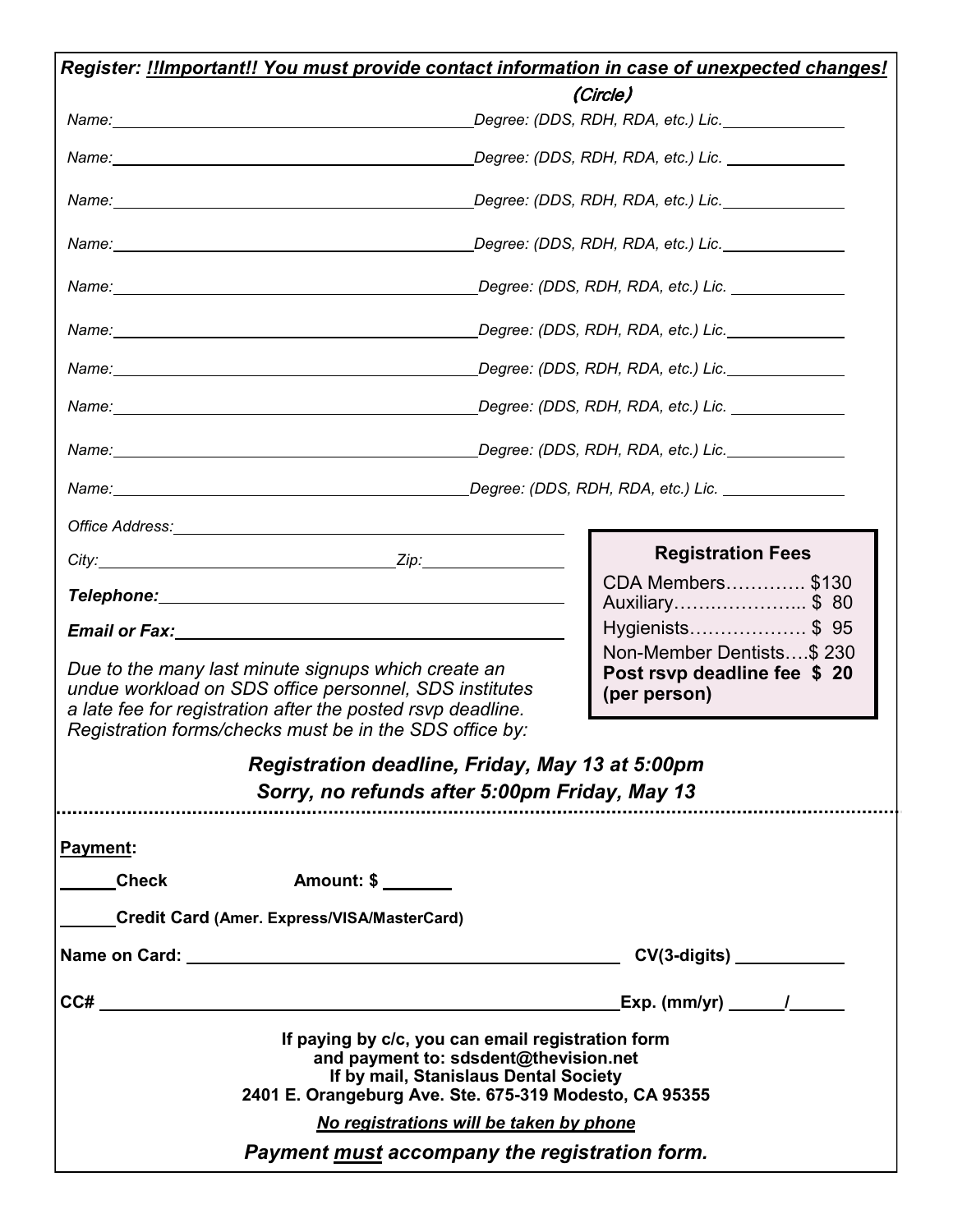**Register: !!Important!! You must provide contact information in case of unexpected changes!**

*(Circle)*

*Name:* ______________________________ *Degree: (DDS, RDH, RDA, etc.) Lic.* __________

*Name:* ______________________________ *Degree: (DDS, RDH, RDA, etc.) Lic.* __________

*Name:* ______________________________ *Degree: (DDS, RDH, RDA, etc.) Lic.* __________

*Name:* ______________________________ *Degree: (DDS, RDH, RDA, etc.) Lic.* __________

*Name:* ______________________________ *Degree: (DDS, RDH, RDA, etc.) Lic.* __________

*Name:* ______________________________ *Degree: (DDS, RDH, RDA, etc.) Lic.* __________

*Name:* ______________________________ *Degree: (DDS, RDH, RDA, etc.) Lic.* __________

*Name:* ______________________________ *Degree: (DDS, RDH, RDA, etc.) Lic.* __________

*Name:* ______________________________ *Degree: (DDS, RDH, RDA, etc.) Lic.* __________

*Name:* ______________________________ *Degree: (DDS, RDH, RDA, etc.) Lic.* __________

*Office Address:* ______________________________

*City:* ____________________ *Zip:* __________

***Telephone:*** ______________________________

***Email or Fax:*** ______________________________

**Registration Fees**

CDA Members…………. $130
Auxiliary………………... $ 80
Hygienists………………. $ 95
Non-Member Dentists….$ 230
**Post rsvp deadline fee $ 20 (per person)**

*Due to the many last minute signups which create an undue workload on SDS office personnel, SDS institutes a late fee for registration after the posted rsvp deadline. Registration forms/checks must be in the SDS office by:*

***Registration deadline, Friday, May 13 at 5:00pm***

***Sorry, no refunds after 5:00pm Friday, May 13***

---

**Payment:**

______**Check** **Amount: $** _______

______**Credit Card (Amer. Express/VISA/MasterCard)**

**Name on Card:** ______________________________ **CV(3-digits)** __________

**CC#** ______________________________ **Exp. (mm/yr)** ______/______

**If paying by c/c, you can email registration form and payment to: sdsdent@thevision.net**
**If by mail, Stanislaus Dental Society**
**2401 E. Orangeburg Ave. Ste. 675-319 Modesto, CA 95355**

***No registrations will be taken by phone***

***Payment must accompany the registration form.***